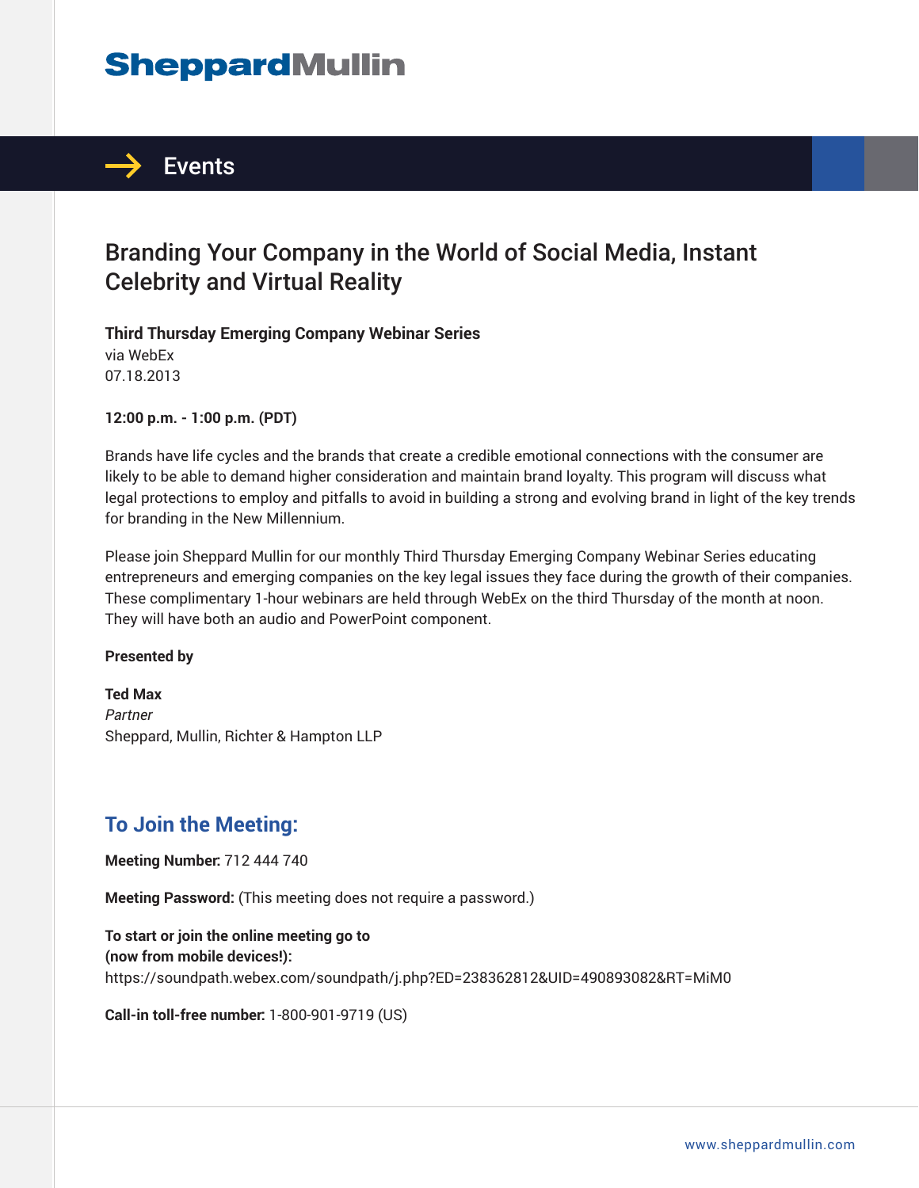# SheppardMullin

## Events

# Branding Your Company in the World of Social Media, Instant Celebrity and Virtual Reality

**Third Thursday Emerging Company Webinar Series**
via WebEx
07.18.2013

**12:00 p.m. - 1:00 p.m. (PDT)**

Brands have life cycles and the brands that create a credible emotional connections with the consumer are likely to be able to demand higher consideration and maintain brand loyalty. This program will discuss what legal protections to employ and pitfalls to avoid in building a strong and evolving brand in light of the key trends for branding in the New Millennium.

Please join Sheppard Mullin for our monthly Third Thursday Emerging Company Webinar Series educating entrepreneurs and emerging companies on the key legal issues they face during the growth of their companies. These complimentary 1-hour webinars are held through WebEx on the third Thursday of the month at noon. They will have both an audio and PowerPoint component.

**Presented by**

**Ted Max**
*Partner*
Sheppard, Mullin, Richter & Hampton LLP

## To Join the Meeting:

**Meeting Number:** 712 444 740

**Meeting Password:** (This meeting does not require a password.)

**To start or join the online meeting go to (now from mobile devices!):**
https://soundpath.webex.com/soundpath/j.php?ED=238362812&UID=490893082&RT=MiM0

**Call-in toll-free number:** 1-800-901-9719 (US)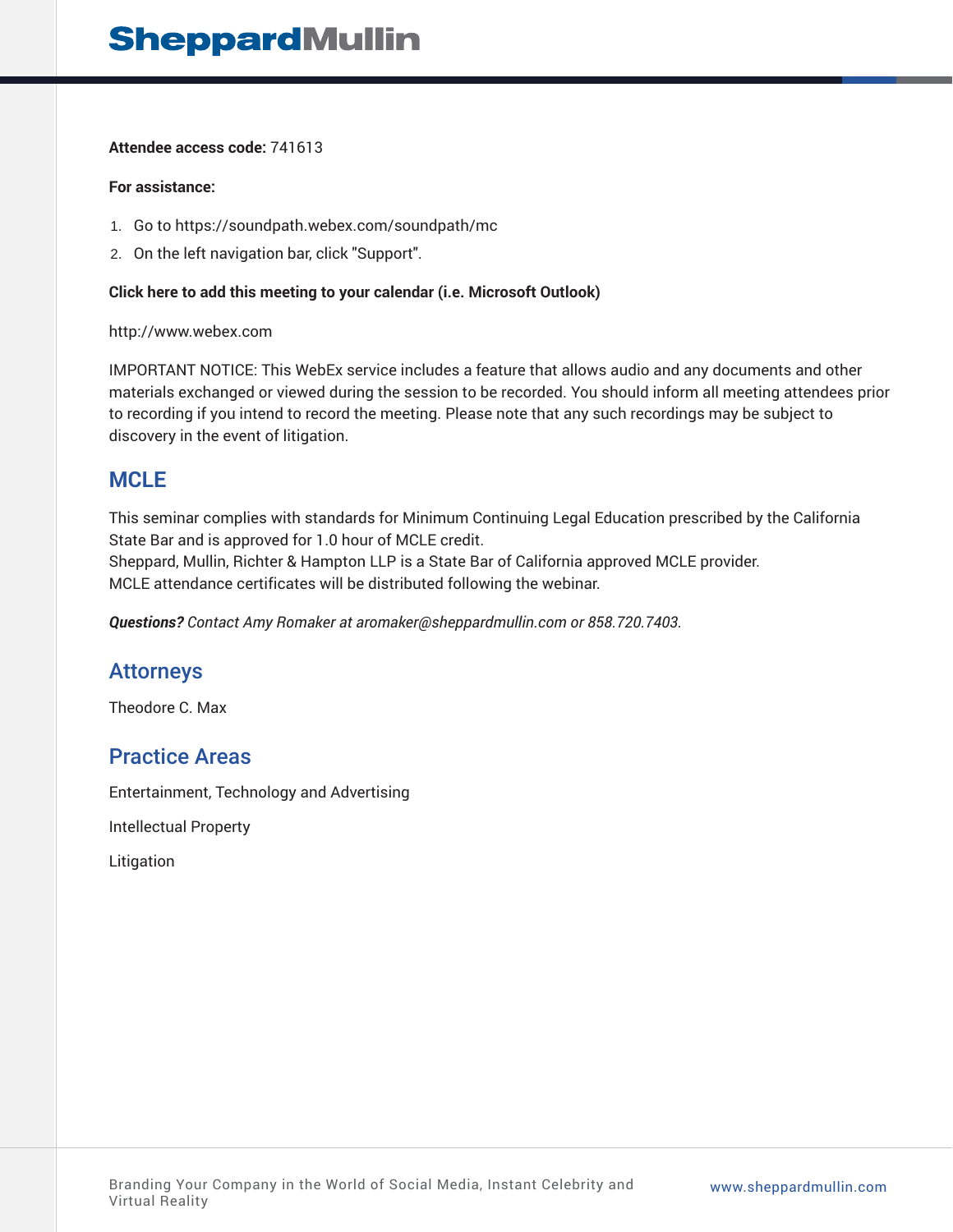**Attendee access code:** 741613

**For assistance:**

1. Go to https://soundpath.webex.com/soundpath/mc
2. On the left navigation bar, click "Support".

**Click here to add this meeting to your calendar (i.e. Microsoft Outlook)**

http://www.webex.com

IMPORTANT NOTICE: This WebEx service includes a feature that allows audio and any documents and other materials exchanged or viewed during the session to be recorded. You should inform all meeting attendees prior to recording if you intend to record the meeting. Please note that any such recordings may be subject to discovery in the event of litigation.

## MCLE

This seminar complies with standards for Minimum Continuing Legal Education prescribed by the California State Bar and is approved for 1.0 hour of MCLE credit.
Sheppard, Mullin, Richter & Hampton LLP is a State Bar of California approved MCLE provider.
MCLE attendance certificates will be distributed following the webinar.

***Questions?*** *Contact Amy Romaker at aromaker@sheppardmullin.com or 858.720.7403.*

## Attorneys

Theodore C. Max

## Practice Areas

Entertainment, Technology and Advertising

Intellectual Property

Litigation